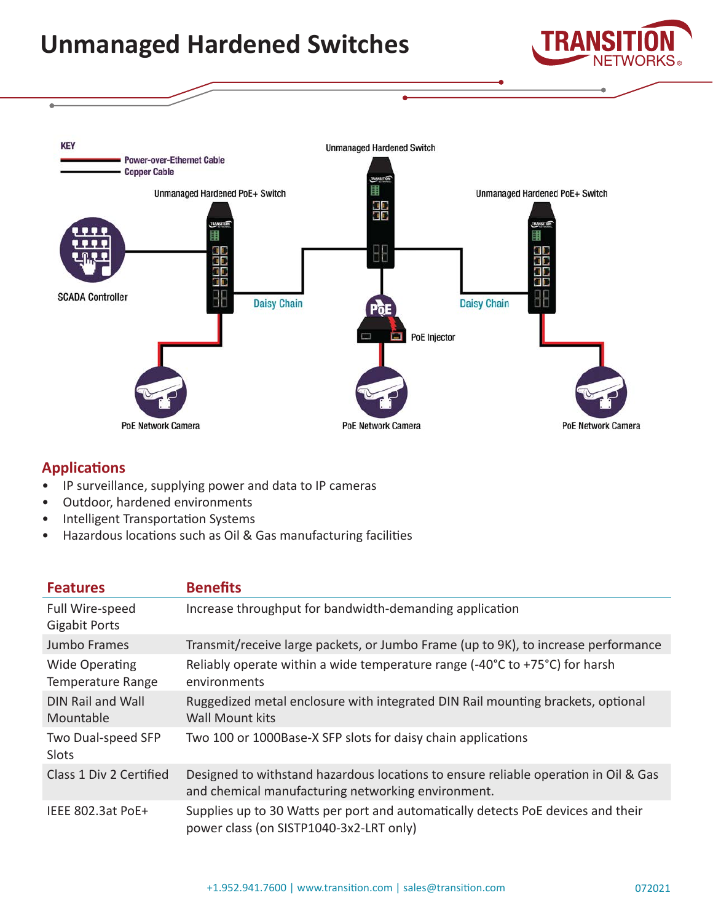# Unmanaged Hardened Switches

KEY
Power-over-Ethernet Cable
Copper Cable

Unmanaged Hardened Switch

Unmanaged Hardened PoE+ Switch

Unmanaged Hardened PoE+ Switch

SCADA Controller

Daisy Chain

Daisy Chain

PoE Injector

PoE Network Camera

PoE Network Camera

PoE Network Camera

## Applications

- IP surveillance, supplying power and data to IP cameras
- Outdoor, hardened environments
- Intelligent Transportation Systems
- Hazardous locations such as Oil & Gas manufacturing facilities

| Features | Benefits |
|---|---|
| Full Wire-speed Gigabit Ports | Increase throughput for bandwidth-demanding application |
| Jumbo Frames | Transmit/receive large packets, or Jumbo Frame (up to 9K), to increase performance |
| Wide Operating Temperature Range | Reliably operate within a wide temperature range (-40°C to +75°C) for harsh environments |
| DIN Rail and Wall Mountable | Ruggedized metal enclosure with integrated DIN Rail mounting brackets, optional Wall Mount kits |
| Two Dual-speed SFP Slots | Two 100 or 1000Base-X SFP slots for daisy chain applications |
| Class 1 Div 2 Certified | Designed to withstand hazardous locations to ensure reliable operation in Oil & Gas and chemical manufacturing networking environment. |
| IEEE 802.3at PoE+ | Supplies up to 30 Watts per port and automatically detects PoE devices and their power class (on SISTP1040-3x2-LRT only) |

+1.952.941.7600 | www.transition.com | sales@transition.com

072021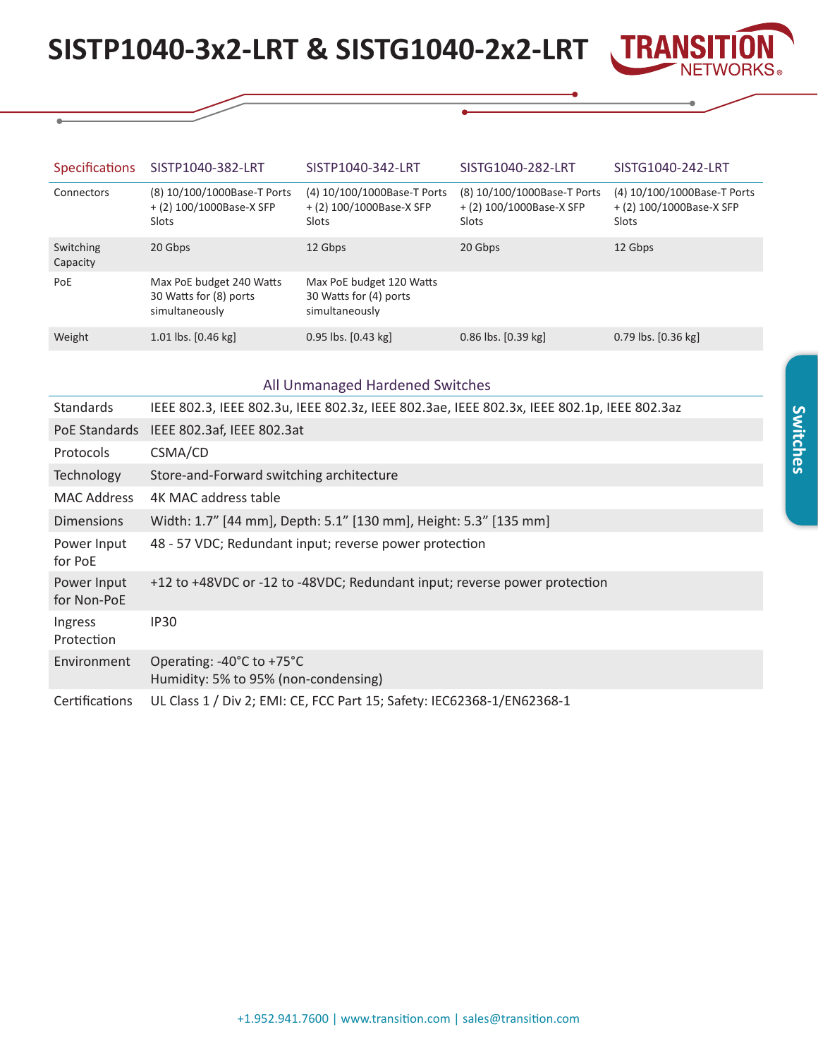# SISTP1040-3x2-LRT & SISTG1040-2x2-LRT

| Specifications | SISTP1040-382-LRT | SISTP1040-342-LRT | SISTG1040-282-LRT | SISTG1040-242-LRT |
|---|---|---|---|---|
| Connectors | (8) 10/100/1000Base-T Ports + (2) 100/1000Base-X SFP Slots | (4) 10/100/1000Base-T Ports + (2) 100/1000Base-X SFP Slots | (8) 10/100/1000Base-T Ports + (2) 100/1000Base-X SFP Slots | (4) 10/100/1000Base-T Ports + (2) 100/1000Base-X SFP Slots |
| Switching Capacity | 20 Gbps | 12 Gbps | 20 Gbps | 12 Gbps |
| PoE | Max PoE budget 240 Watts 30 Watts for (8) ports simultaneously | Max PoE budget 120 Watts 30 Watts for (4) ports simultaneously | | |
| Weight | 1.01 lbs. [0.46 kg] | 0.95 lbs. [0.43 kg] | 0.86 lbs. [0.39 kg] | 0.79 lbs. [0.36 kg] |

| All Unmanaged Hardened Switches | |
|---|---|
| Standards | IEEE 802.3, IEEE 802.3u, IEEE 802.3z, IEEE 802.3ae, IEEE 802.3x, IEEE 802.1p, IEEE 802.3az |
| PoE Standards | IEEE 802.3af, IEEE 802.3at |
| Protocols | CSMA/CD |
| Technology | Store-and-Forward switching architecture |
| MAC Address | 4K MAC address table |
| Dimensions | Width: 1.7” [44 mm], Depth: 5.1” [130 mm], Height: 5.3” [135 mm] |
| Power Input for PoE | 48 - 57 VDC; Redundant input; reverse power protection |
| Power Input for Non-PoE | +12 to +48VDC or -12 to -48VDC; Redundant input; reverse power protection |
| Ingress Protection | IP30 |
| Environment | Operating: -40°C to +75°C<br>Humidity: 5% to 95% (non-condensing) |
| Certifications | UL Class 1 / Div 2; EMI: CE, FCC Part 15; Safety: IEC62368-1/EN62368-1 |

+1.952.941.7600 | www.transition.com | sales@transition.com